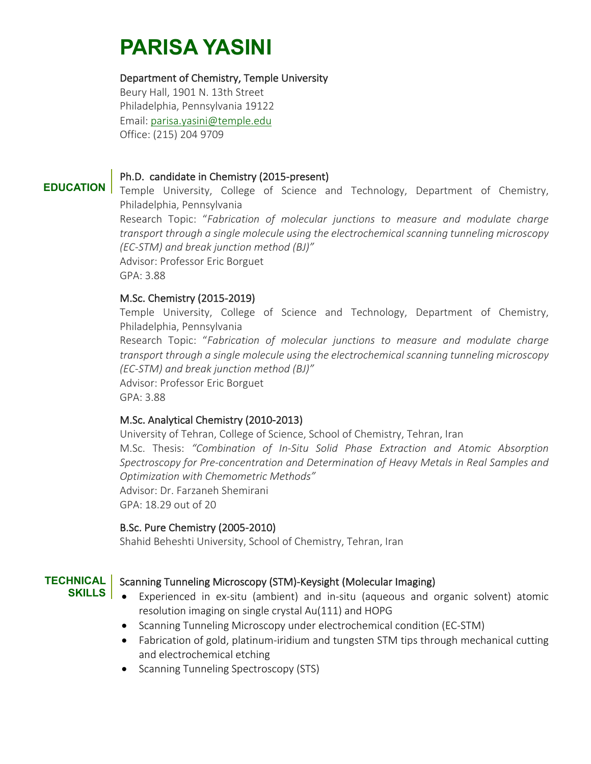# PARISA YASINI

Department of Chemistry, Temple University
Beury Hall, 1901 N. 13th Street
Philadelphia, Pennsylvania 19122
Email: parisa.yasini@temple.edu
Office: (215) 204 9709

## EDUCATION

### Ph.D. candidate in Chemistry (2015-present)

Temple University, College of Science and Technology, Department of Chemistry, Philadelphia, Pennsylvania
Research Topic: "*Fabrication of molecular junctions to measure and modulate charge transport through a single molecule using the electrochemical scanning tunneling microscopy (EC-STM) and break junction method (BJ)"*
Advisor: Professor Eric Borguet
GPA: 3.88

### M.Sc. Chemistry (2015-2019)

Temple University, College of Science and Technology, Department of Chemistry, Philadelphia, Pennsylvania
Research Topic: "*Fabrication of molecular junctions to measure and modulate charge transport through a single molecule using the electrochemical scanning tunneling microscopy (EC-STM) and break junction method (BJ)"*
Advisor: Professor Eric Borguet
GPA: 3.88

### M.Sc. Analytical Chemistry (2010-2013)

University of Tehran, College of Science, School of Chemistry, Tehran, Iran
M.Sc. Thesis: *"Combination of In-Situ Solid Phase Extraction and Atomic Absorption Spectroscopy for Pre-concentration and Determination of Heavy Metals in Real Samples and Optimization with Chemometric Methods"*
Advisor: Dr. Farzaneh Shemirani
GPA: 18.29 out of 20

### B.Sc. Pure Chemistry (2005-2010)

Shahid Beheshti University, School of Chemistry, Tehran, Iran

## TECHNICAL SKILLS

### Scanning Tunneling Microscopy (STM)-Keysight (Molecular Imaging)

- Experienced in ex-situ (ambient) and in-situ (aqueous and organic solvent) atomic resolution imaging on single crystal Au(111) and HOPG
- Scanning Tunneling Microscopy under electrochemical condition (EC-STM)
- Fabrication of gold, platinum-iridium and tungsten STM tips through mechanical cutting and electrochemical etching
- Scanning Tunneling Spectroscopy (STS)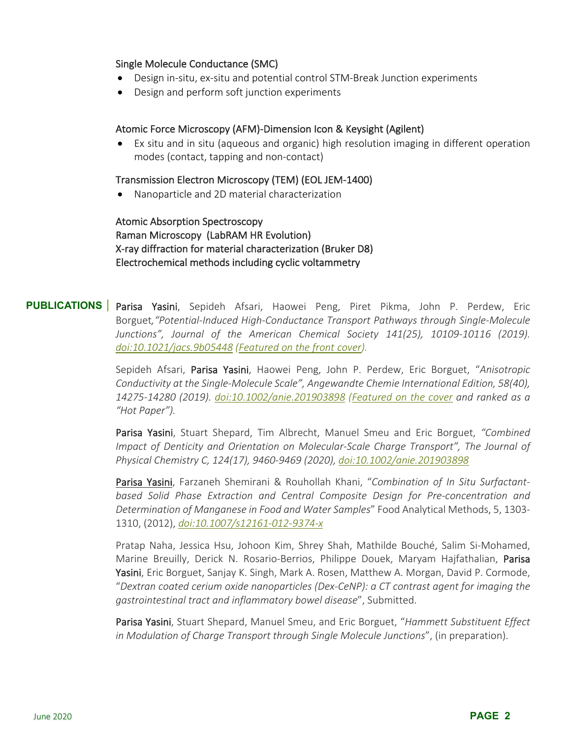Single Molecule Conductance (SMC)

- Design in-situ, ex-situ and potential control STM-Break Junction experiments
- Design and perform soft junction experiments

Atomic Force Microscopy (AFM)-Dimension Icon & Keysight (Agilent)

- Ex situ and in situ (aqueous and organic) high resolution imaging in different operation modes (contact, tapping and non-contact)

Transmission Electron Microscopy (TEM) (EOL JEM-1400)

- Nanoparticle and 2D material characterization

Atomic Absorption Spectroscopy
Raman Microscopy (LabRAM HR Evolution)
X-ray diffraction for material characterization (Bruker D8)
Electrochemical methods including cyclic voltammetry

## PUBLICATIONS

**Parisa Yasini**, Sepideh Afsari, Haowei Peng, Piret Pikma, John P. Perdew, Eric Borguet, *"Potential-Induced High-Conductance Transport Pathways through Single-Molecule Junctions", Journal of the American Chemical Society 141(25), 10109-10116 (2019). doi:10.1021/jacs.9b05448 (Featured on the front cover).*

Sepideh Afsari, **Parisa Yasini**, Haowei Peng, John P. Perdew, Eric Borguet, "*Anisotropic Conductivity at the Single-Molecule Scale", Angewandte Chemie International Edition, 58(40), 14275-14280 (2019). doi:10.1002/anie.201903898 (Featured on the cover and ranked as a "Hot Paper").*

**Parisa Yasini**, Stuart Shepard, Tim Albrecht, Manuel Smeu and Eric Borguet, *"Combined Impact of Denticity and Orientation on Molecular-Scale Charge Transport", The Journal of Physical Chemistry C, 124(17), 9460-9469 (2020), doi:10.1002/anie.201903898*

**Parisa Yasini**, Farzaneh Shemirani & Rouhollah Khani, "*Combination of In Situ Surfactant-based Solid Phase Extraction and Central Composite Design for Pre-concentration and Determination of Manganese in Food and Water Samples*" Food Analytical Methods, 5, 1303-1310, (2012), *doi:10.1007/s12161-012-9374-x*

Pratap Naha, Jessica Hsu, Johoon Kim, Shrey Shah, Mathilde Bouché, Salim Si-Mohamed, Marine Breuilly, Derick N. Rosario-Berrios, Philippe Douek, Maryam Hajfathalian, **Parisa Yasini**, Eric Borguet, Sanjay K. Singh, Mark A. Rosen, Matthew A. Morgan, David P. Cormode, "*Dextran coated cerium oxide nanoparticles (Dex-CeNP): a CT contrast agent for imaging the gastrointestinal tract and inflammatory bowel disease*", Submitted.

**Parisa Yasini**, Stuart Shepard, Manuel Smeu, and Eric Borguet, "*Hammett Substituent Effect in Modulation of Charge Transport through Single Molecule Junctions*", (in preparation).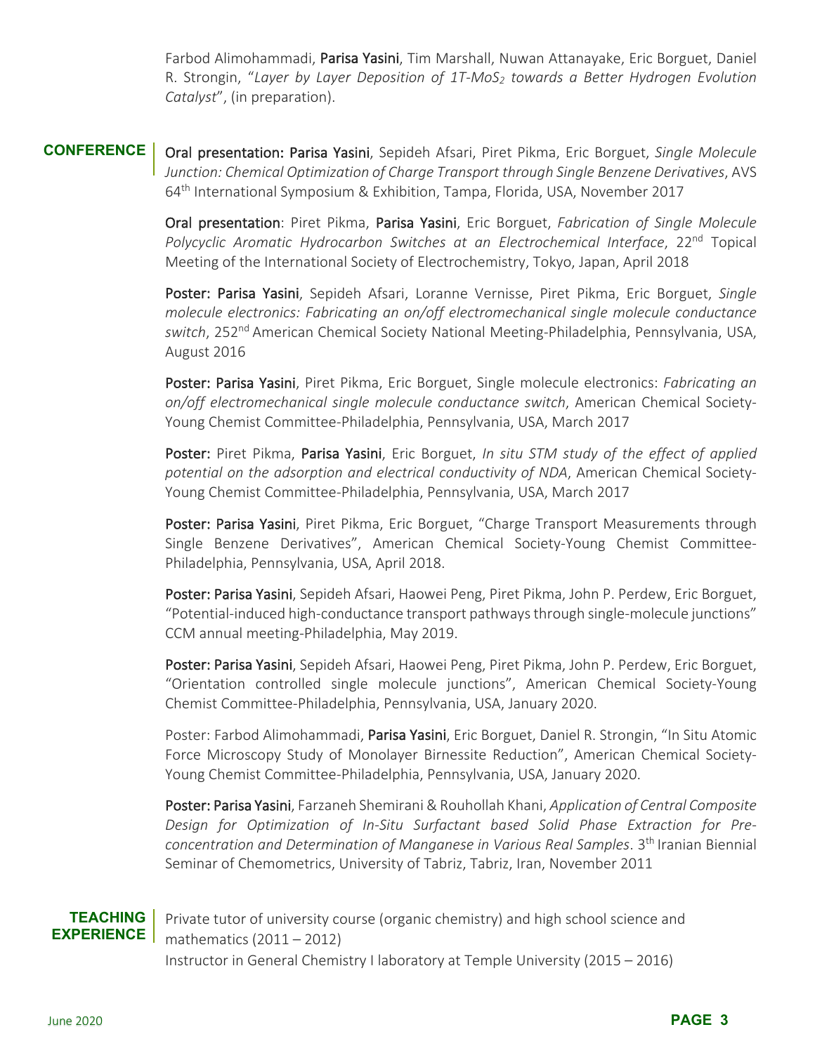Farbod Alimohammadi, **Parisa Yasini**, Tim Marshall, Nuwan Attanayake, Eric Borguet, Daniel R. Strongin, "*Layer by Layer Deposition of 1T-$MoS_2$ towards a Better Hydrogen Evolution Catalyst*", (in preparation).

## CONFERENCE

**Oral presentation: Parisa Yasini**, Sepideh Afsari, Piret Pikma, Eric Borguet, *Single Molecule Junction: Chemical Optimization of Charge Transport through Single Benzene Derivatives*, AVS 64th International Symposium & Exhibition, Tampa, Florida, USA, November 2017

**Oral presentation**: Piret Pikma, **Parisa Yasini**, Eric Borguet, *Fabrication of Single Molecule Polycyclic Aromatic Hydrocarbon Switches at an Electrochemical Interface*, 22nd Topical Meeting of the International Society of Electrochemistry, Tokyo, Japan, April 2018

**Poster: Parisa Yasini**, Sepideh Afsari, Loranne Vernisse, Piret Pikma, Eric Borguet, *Single molecule electronics: Fabricating an on/off electromechanical single molecule conductance switch*, 252nd American Chemical Society National Meeting-Philadelphia, Pennsylvania, USA, August 2016

**Poster: Parisa Yasini**, Piret Pikma, Eric Borguet, Single molecule electronics: *Fabricating an on/off electromechanical single molecule conductance switch*, American Chemical Society-Young Chemist Committee-Philadelphia, Pennsylvania, USA, March 2017

**Poster:** Piret Pikma, **Parisa Yasini**, Eric Borguet, *In situ STM study of the effect of applied potential on the adsorption and electrical conductivity of NDA*, American Chemical Society-Young Chemist Committee-Philadelphia, Pennsylvania, USA, March 2017

**Poster: Parisa Yasini**, Piret Pikma, Eric Borguet, "Charge Transport Measurements through Single Benzene Derivatives", American Chemical Society-Young Chemist Committee-Philadelphia, Pennsylvania, USA, April 2018.

**Poster: Parisa Yasini**, Sepideh Afsari, Haowei Peng, Piret Pikma, John P. Perdew, Eric Borguet, "Potential-induced high-conductance transport pathways through single-molecule junctions" CCM annual meeting-Philadelphia, May 2019.

**Poster: Parisa Yasini**, Sepideh Afsari, Haowei Peng, Piret Pikma, John P. Perdew, Eric Borguet, "Orientation controlled single molecule junctions", American Chemical Society-Young Chemist Committee-Philadelphia, Pennsylvania, USA, January 2020.

Poster: Farbod Alimohammadi, **Parisa Yasini**, Eric Borguet, Daniel R. Strongin, "In Situ Atomic Force Microscopy Study of Monolayer Birnessite Reduction", American Chemical Society-Young Chemist Committee-Philadelphia, Pennsylvania, USA, January 2020.

**Poster: Parisa Yasini**, Farzaneh Shemirani & Rouhollah Khani, *Application of Central Composite Design for Optimization of In-Situ Surfactant based Solid Phase Extraction for Pre-concentration and Determination of Manganese in Various Real Samples*. 3th Iranian Biennial Seminar of Chemometrics, University of Tabriz, Tabriz, Iran, November 2011

## TEACHING EXPERIENCE

Private tutor of university course (organic chemistry) and high school science and mathematics (2011 – 2012)

Instructor in General Chemistry I laboratory at Temple University (2015 – 2016)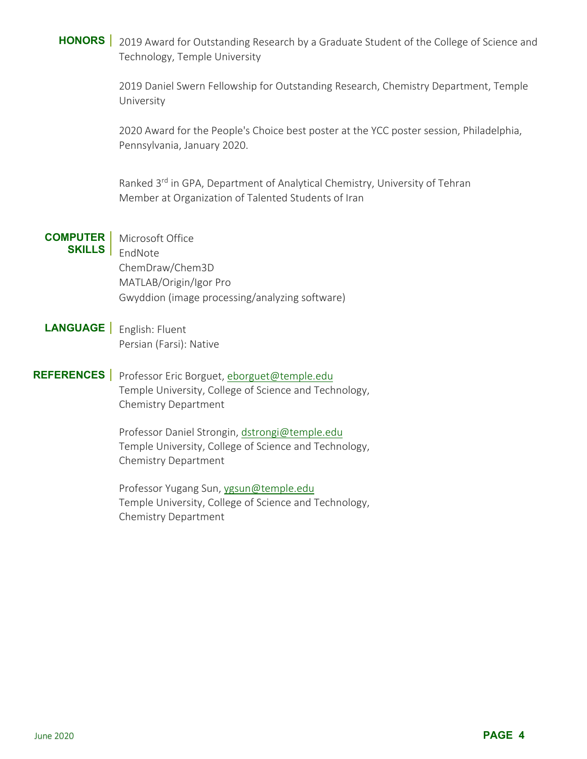## HONORS

2019 Award for Outstanding Research by a Graduate Student of the College of Science and Technology, Temple University

2019 Daniel Swern Fellowship for Outstanding Research, Chemistry Department, Temple University

2020 Award for the People's Choice best poster at the YCC poster session, Philadelphia, Pennsylvania, January 2020.

Ranked 3rd in GPA, Department of Analytical Chemistry, University of Tehran
Member at Organization of Talented Students of Iran

## COMPUTER SKILLS

Microsoft Office
EndNote
ChemDraw/Chem3D
MATLAB/Origin/Igor Pro
Gwyddion (image processing/analyzing software)

## LANGUAGE

English: Fluent
Persian (Farsi): Native

## REFERENCES

Professor Eric Borguet, eborguet@temple.edu
Temple University, College of Science and Technology,
Chemistry Department

Professor Daniel Strongin, dstrongi@temple.edu
Temple University, College of Science and Technology,
Chemistry Department

Professor Yugang Sun, ygsun@temple.edu
Temple University, College of Science and Technology,
Chemistry Department